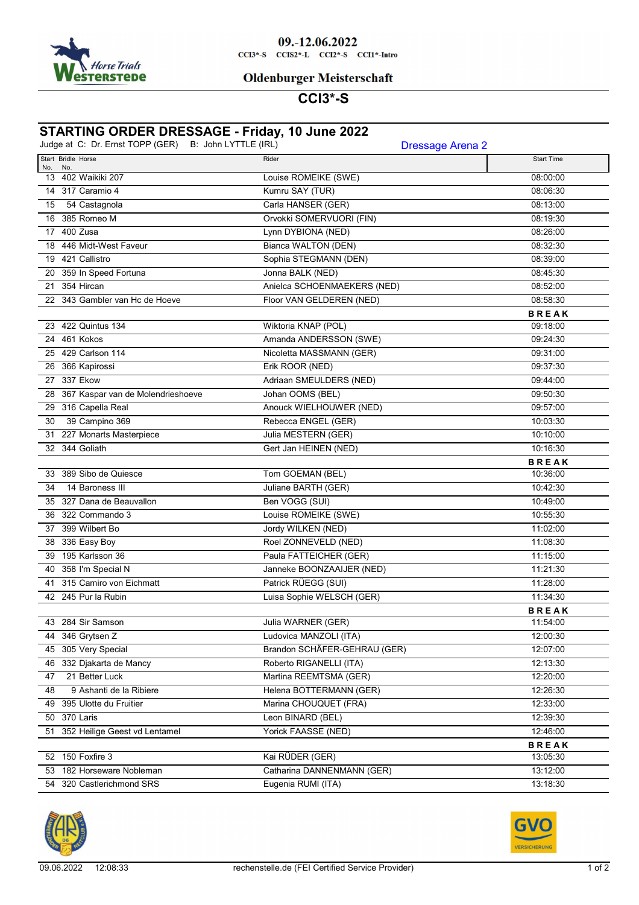09.-12.06.2022

CCI3*-S CCIS2*-L CCI2*-S CCI1*-Intro

## Oldenburger Meisterschaft

## CCI3*-S

## STARTING ORDER DRESSAGE - Friday, 10 June 2022

Judge at C: Dr. Ernst TOPP (GER) B: John LYTTLE (IRL)

Dressage Arena 2

| Start No. | Bridle No. | Horse | Rider | Start Time |
|---|---|---|---|---|
| 13 | 402 | Waikiki 207 | Louise ROMEIKE (SWE) | 08:00:00 |
| 14 | 317 | Caramio 4 | Kumru SAY (TUR) | 08:06:30 |
| 15 | 54 | Castagnola | Carla HANSER (GER) | 08:13:00 |
| 16 | 385 | Romeo M | Orvokki SOMERVUORI (FIN) | 08:19:30 |
| 17 | 400 | Zusa | Lynn DYBIONA (NED) | 08:26:00 |
| 18 | 446 | Midt-West Faveur | Bianca WALTON (DEN) | 08:32:30 |
| 19 | 421 | Callistro | Sophia STEGMANN (DEN) | 08:39:00 |
| 20 | 359 | In Speed Fortuna | Jonna BALK (NED) | 08:45:30 |
| 21 | 354 | Hircan | Anielca SCHOENMAEKERS (NED) | 08:52:00 |
| 22 | 343 | Gambler van Hc de Hoeve | Floor VAN GELDEREN (NED) | 08:58:30 |
| | | | | **BREAK** |
| 23 | 422 | Quintus 134 | Wiktoria KNAP (POL) | 09:18:00 |
| 24 | 461 | Kokos | Amanda ANDERSSON (SWE) | 09:24:30 |
| 25 | 429 | Carlson 114 | Nicoletta MASSMANN (GER) | 09:31:00 |
| 26 | 366 | Kapirossi | Erik ROOR (NED) | 09:37:30 |
| 27 | 337 | Ekow | Adriaan SMEULDERS (NED) | 09:44:00 |
| 28 | 367 | Kaspar van de Molendrieshoeve | Johan OOMS (BEL) | 09:50:30 |
| 29 | 316 | Capella Real | Anouck WIELHOUWER (NED) | 09:57:00 |
| 30 | 39 | Campino 369 | Rebecca ENGEL (GER) | 10:03:30 |
| 31 | 227 | Monarts Masterpiece | Julia MESTERN (GER) | 10:10:00 |
| 32 | 344 | Goliath | Gert Jan HEINEN (NED) | 10:16:30 |
| | | | | **BREAK** |
| 33 | 389 | Sibo de Quiesce | Tom GOEMAN (BEL) | 10:36:00 |
| 34 | 14 | Baroness III | Juliane BARTH (GER) | 10:42:30 |
| 35 | 327 | Dana de Beauvallon | Ben VOGG (SUI) | 10:49:00 |
| 36 | 322 | Commando 3 | Louise ROMEIKE (SWE) | 10:55:30 |
| 37 | 399 | Wilbert Bo | Jordy WILKEN (NED) | 11:02:00 |
| 38 | 336 | Easy Boy | Roel ZONNEVELD (NED) | 11:08:30 |
| 39 | 195 | Karlsson 36 | Paula FATTEICHER (GER) | 11:15:00 |
| 40 | 358 | I'm Special N | Janneke BOONZAAIJER (NED) | 11:21:30 |
| 41 | 315 | Camiro von Eichmatt | Patrick RÜEGG (SUI) | 11:28:00 |
| 42 | 245 | Pur la Rubin | Luisa Sophie WELSCH (GER) | 11:34:30 |
| | | | | **BREAK** |
| 43 | 284 | Sir Samson | Julia WARNER (GER) | 11:54:00 |
| 44 | 346 | Grytsen Z | Ludovica MANZOLI (ITA) | 12:00:30 |
| 45 | 305 | Very Special | Brandon SCHÄFER-GEHRAU (GER) | 12:07:00 |
| 46 | 332 | Djakarta de Mancy | Roberto RIGANELLI (ITA) | 12:13:30 |
| 47 | 21 | Better Luck | Martina REEMTSMA (GER) | 12:20:00 |
| 48 | 9 | Ashanti de la Ribiere | Helena BOTTERMANN (GER) | 12:26:30 |
| 49 | 395 | Ulotte du Fruitier | Marina CHOUQUET (FRA) | 12:33:00 |
| 50 | 370 | Laris | Leon BINARD (BEL) | 12:39:30 |
| 51 | 352 | Heilige Geest vd Lentamel | Yorick FAASSE (NED) | 12:46:00 |
| | | | | **BREAK** |
| 52 | 150 | Foxfire 3 | Kai RÜDER (GER) | 13:05:30 |
| 53 | 182 | Horseware Nobleman | Catharina DANNENMANN (GER) | 13:12:00 |
| 54 | 320 | Castlerichmond SRS | Eugenia RUMI (ITA) | 13:18:30 |

09.06.2022 12:08:33 rechenstelle.de (FEI Certified Service Provider)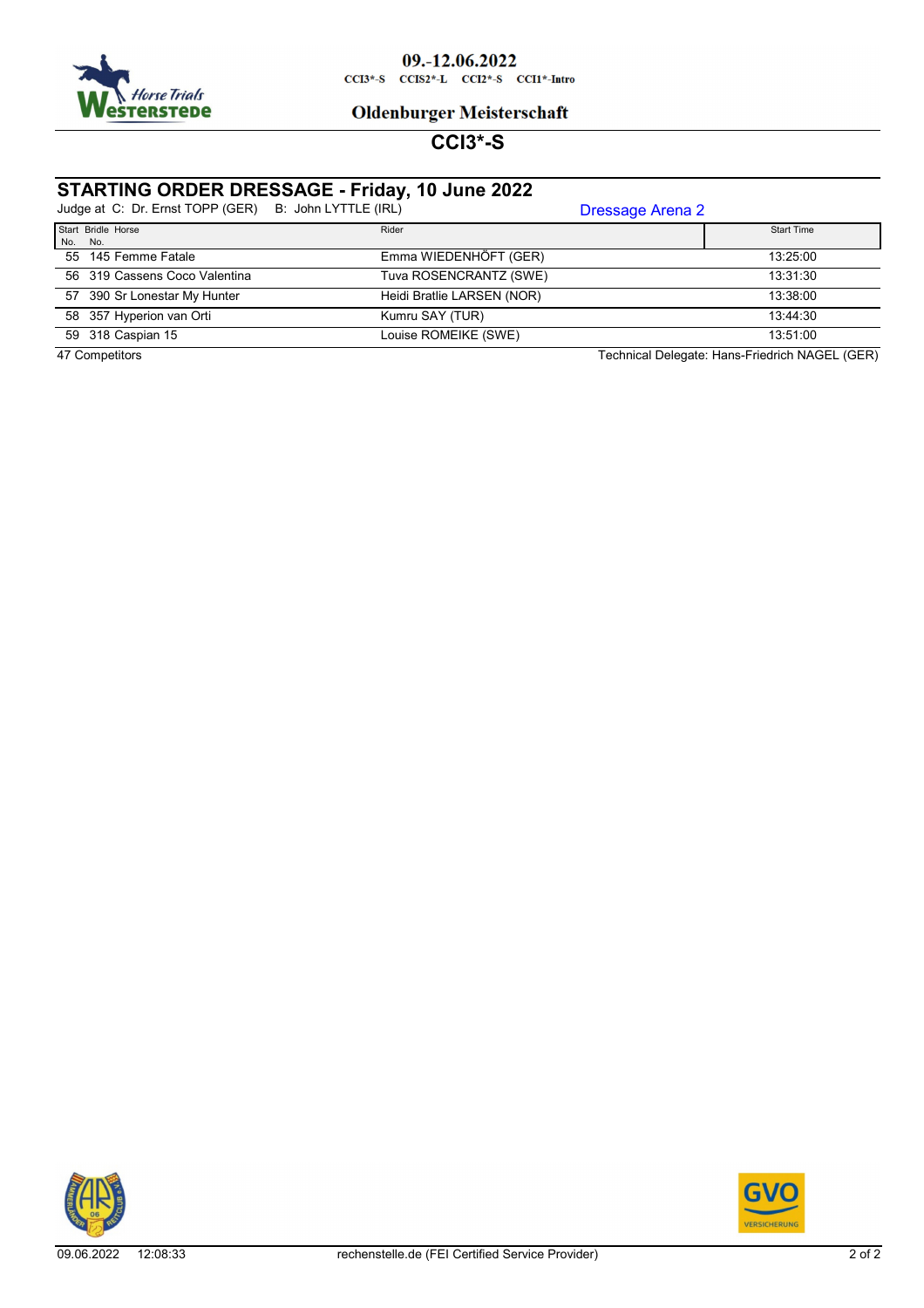09.-12.06.2022

CCI3*-S CCIS2*-L CCI2*-S CCI1*-Intro

Oldenburger Meisterschaft

# CCI3*-S

## STARTING ORDER DRESSAGE - Friday, 10 June 2022

Judge at C: Dr. Ernst TOPP (GER) B: John LYTTLE (IRL)

Dressage Arena 2

| Start No. | Bridle No. | Horse | Rider | Start Time |
|---|---|---|---|---|
| 55 | 145 | Femme Fatale | Emma WIEDENHÖFT (GER) | 13:25:00 |
| 56 | 319 | Cassens Coco Valentina | Tuva ROSENCRANTZ (SWE) | 13:31:30 |
| 57 | 390 | Sr Lonestar My Hunter | Heidi Bratlie LARSEN (NOR) | 13:38:00 |
| 58 | 357 | Hyperion van Orti | Kumru SAY (TUR) | 13:44:30 |
| 59 | 318 | Caspian 15 | Louise ROMEIKE (SWE) | 13:51:00 |

47 Competitors

Technical Delegate: Hans-Friedrich NAGEL (GER)

09.06.2022 12:08:33 rechenstelle.de (FEI Certified Service Provider)